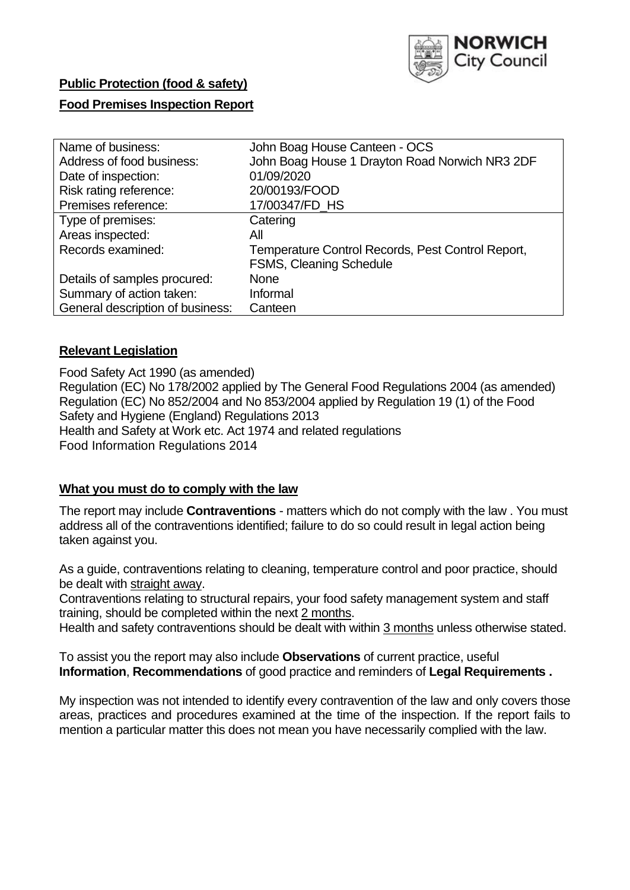NORWICH City Council

**Public Protection (food & safety)**

**Food Premises Inspection Report**

| Name of business: | John Boag House Canteen - OCS |
|---|---|
| Address of food business: | John Boag House 1 Drayton Road Norwich NR3 2DF |
| Date of inspection: | 01/09/2020 |
| Risk rating reference: | 20/00193/FOOD |
| Premises reference: | 17/00347/FD_HS |
| Type of premises: | Catering |
| Areas inspected: | All |
| Records examined: | Temperature Control Records, Pest Control Report, FSMS, Cleaning Schedule |
| Details of samples procured: | None |
| Summary of action taken: | Informal |
| General description of business: | Canteen |

## Relevant Legislation

Food Safety Act 1990 (as amended)
Regulation (EC) No 178/2002 applied by The General Food Regulations 2004 (as amended)
Regulation (EC) No 852/2004 and No 853/2004 applied by Regulation 19 (1) of the Food Safety and Hygiene (England) Regulations 2013
Health and Safety at Work etc. Act 1974 and related regulations
Food Information Regulations 2014

## What you must do to comply with the law

The report may include **Contraventions** - matters which do not comply with the law . You must address all of the contraventions identified; failure to do so could result in legal action being taken against you.

As a guide, contraventions relating to cleaning, temperature control and poor practice, should be dealt with straight away.

Contraventions relating to structural repairs, your food safety management system and staff training, should be completed within the next 2 months.

Health and safety contraventions should be dealt with within 3 months unless otherwise stated.

To assist you the report may also include **Observations** of current practice, useful **Information**, **Recommendations** of good practice and reminders of **Legal Requirements .**

My inspection was not intended to identify every contravention of the law and only covers those areas, practices and procedures examined at the time of the inspection. If the report fails to mention a particular matter this does not mean you have necessarily complied with the law.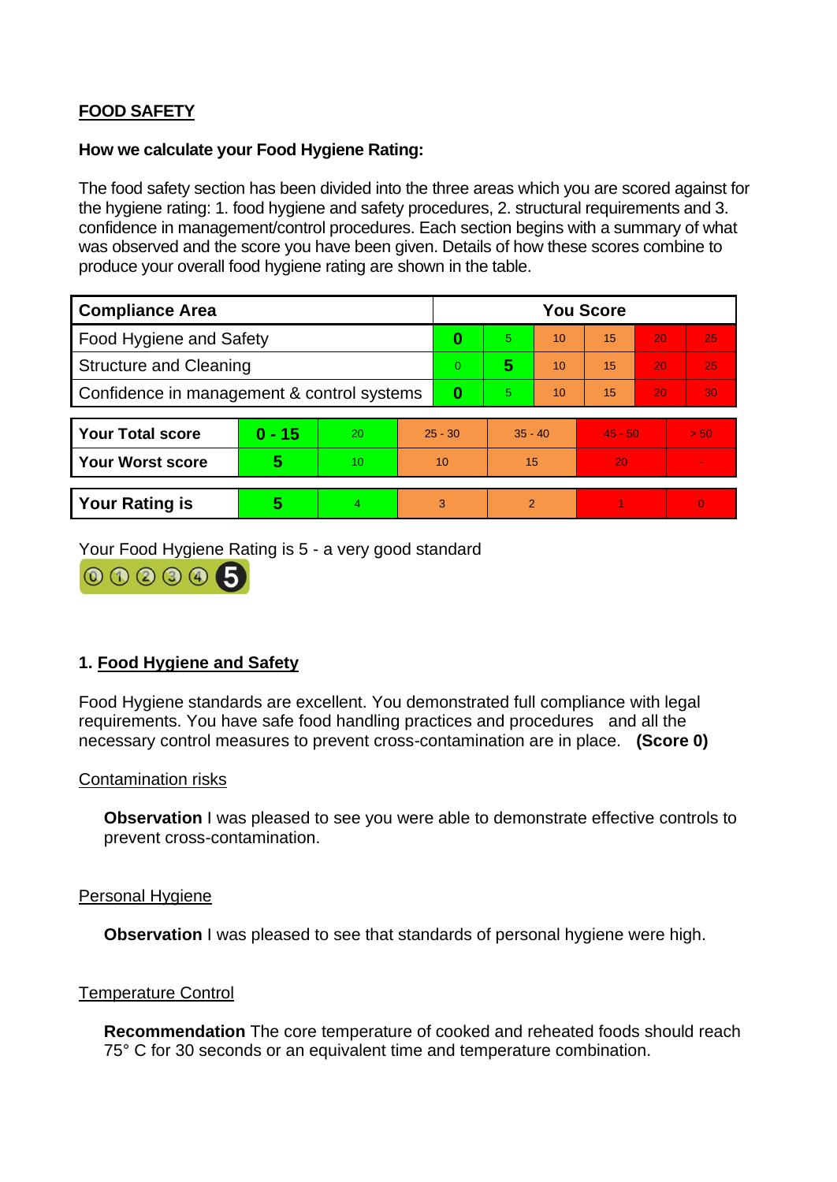## FOOD SAFETY

**How we calculate your Food Hygiene Rating:**

The food safety section has been divided into the three areas which you are scored against for the hygiene rating: 1. food hygiene and safety procedures, 2. structural requirements and 3. confidence in management/control procedures. Each section begins with a summary of what was observed and the score you have been given. Details of how these scores combine to produce your overall food hygiene rating are shown in the table.

| Compliance Area | You Score | | | | | |
|---|---|---|---|---|---|---|
| Food Hygiene and Safety | **0** | 5 | 10 | 15 | 20 | 25 |
| Structure and Cleaning | 0 | **5** | 10 | 15 | 20 | 25 |
| Confidence in management & control systems | **0** | 5 | 10 | 15 | 20 | 30 |

| | | | | | | |
|---|---|---|---|---|---|---|
| **Your Total score** | **0 - 15** | 20 | 25 - 30 | 35 - 40 | 45 - 50 | > 50 |
| **Your Worst score** | **5** | 10 | 10 | 15 | 20 | - |
| **Your Rating is** | **5** | 4 | 3 | 2 | 1 | 0 |

Your Food Hygiene Rating is 5 - a very good standard

### 1. Food Hygiene and Safety

Food Hygiene standards are excellent. You demonstrated full compliance with legal requirements. You have safe food handling practices and procedures and all the necessary control measures to prevent cross-contamination are in place. **(Score 0)**

Contamination risks

**Observation** I was pleased to see you were able to demonstrate effective controls to prevent cross-contamination.

Personal Hygiene

**Observation** I was pleased to see that standards of personal hygiene were high.

Temperature Control

**Recommendation** The core temperature of cooked and reheated foods should reach 75° C for 30 seconds or an equivalent time and temperature combination.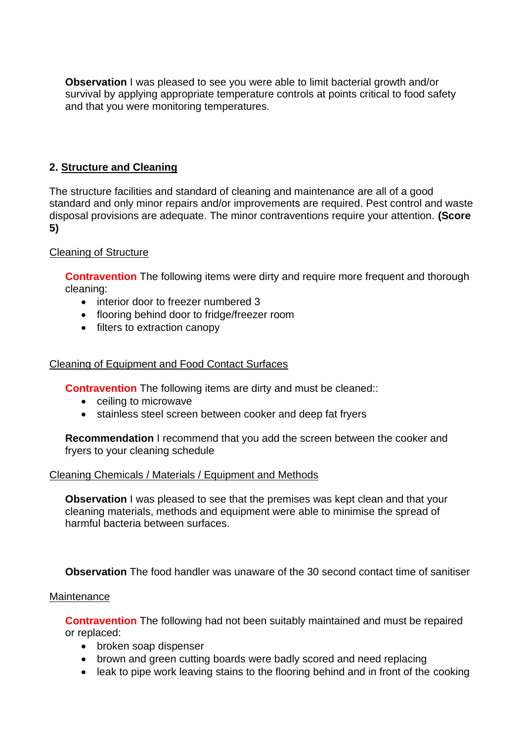**Observation** I was pleased to see you were able to limit bacterial growth and/or survival by applying appropriate temperature controls at points critical to food safety and that you were monitoring temperatures.

## 2. Structure and Cleaning

The structure facilities and standard of cleaning and maintenance are all of a good standard and only minor repairs and/or improvements are required. Pest control and waste disposal provisions are adequate. The minor contraventions require your attention. **(Score 5)**

### Cleaning of Structure

**Contravention** The following items were dirty and require more frequent and thorough cleaning:

- interior door to freezer numbered 3
- flooring behind door to fridge/freezer room
- filters to extraction canopy

### Cleaning of Equipment and Food Contact Surfaces

**Contravention** The following items are dirty and must be cleaned::

- ceiling to microwave
- stainless steel screen between cooker and deep fat fryers

**Recommendation** I recommend that you add the screen between the cooker and fryers to your cleaning schedule

### Cleaning Chemicals / Materials / Equipment and Methods

**Observation** I was pleased to see that the premises was kept clean and that your cleaning materials, methods and equipment were able to minimise the spread of harmful bacteria between surfaces.

**Observation** The food handler was unaware of the 30 second contact time of sanitiser

### Maintenance

**Contravention** The following had not been suitably maintained and must be repaired or replaced:

- broken soap dispenser
- brown and green cutting boards were badly scored and need replacing
- leak to pipe work leaving stains to the flooring behind and in front of the cooking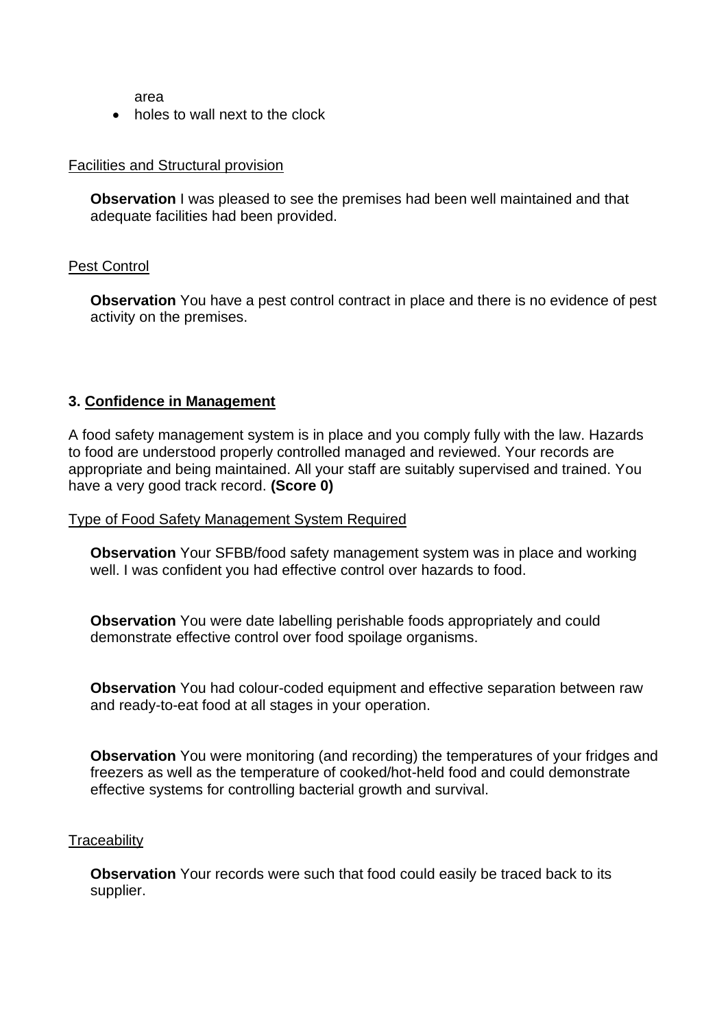area
- holes to wall next to the clock

Facilities and Structural provision

**Observation** I was pleased to see the premises had been well maintained and that adequate facilities had been provided.

Pest Control

**Observation** You have a pest control contract in place and there is no evidence of pest activity on the premises.

### 3. Confidence in Management

A food safety management system is in place and you comply fully with the law. Hazards to food are understood properly controlled managed and reviewed. Your records are appropriate and being maintained. All your staff are suitably supervised and trained. You have a very good track record. **(Score 0)**

Type of Food Safety Management System Required

**Observation** Your SFBB/food safety management system was in place and working well. I was confident you had effective control over hazards to food.

**Observation** You were date labelling perishable foods appropriately and could demonstrate effective control over food spoilage organisms.

**Observation** You had colour-coded equipment and effective separation between raw and ready-to-eat food at all stages in your operation.

**Observation** You were monitoring (and recording) the temperatures of your fridges and freezers as well as the temperature of cooked/hot-held food and could demonstrate effective systems for controlling bacterial growth and survival.

Traceability

**Observation** Your records were such that food could easily be traced back to its supplier.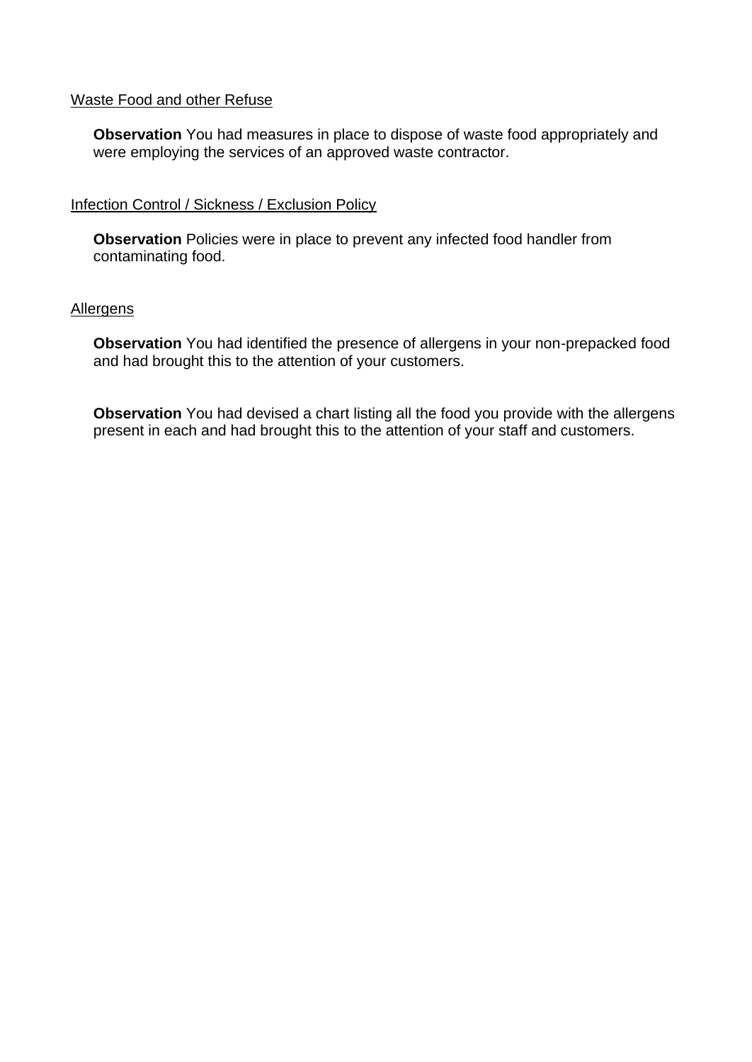Waste Food and other Refuse

**Observation** You had measures in place to dispose of waste food appropriately and were employing the services of an approved waste contractor.

Infection Control / Sickness / Exclusion Policy

**Observation** Policies were in place to prevent any infected food handler from contaminating food.

Allergens

**Observation** You had identified the presence of allergens in your non-prepacked food and had brought this to the attention of your customers.

**Observation** You had devised a chart listing all the food you provide with the allergens present in each and had brought this to the attention of your staff and customers.